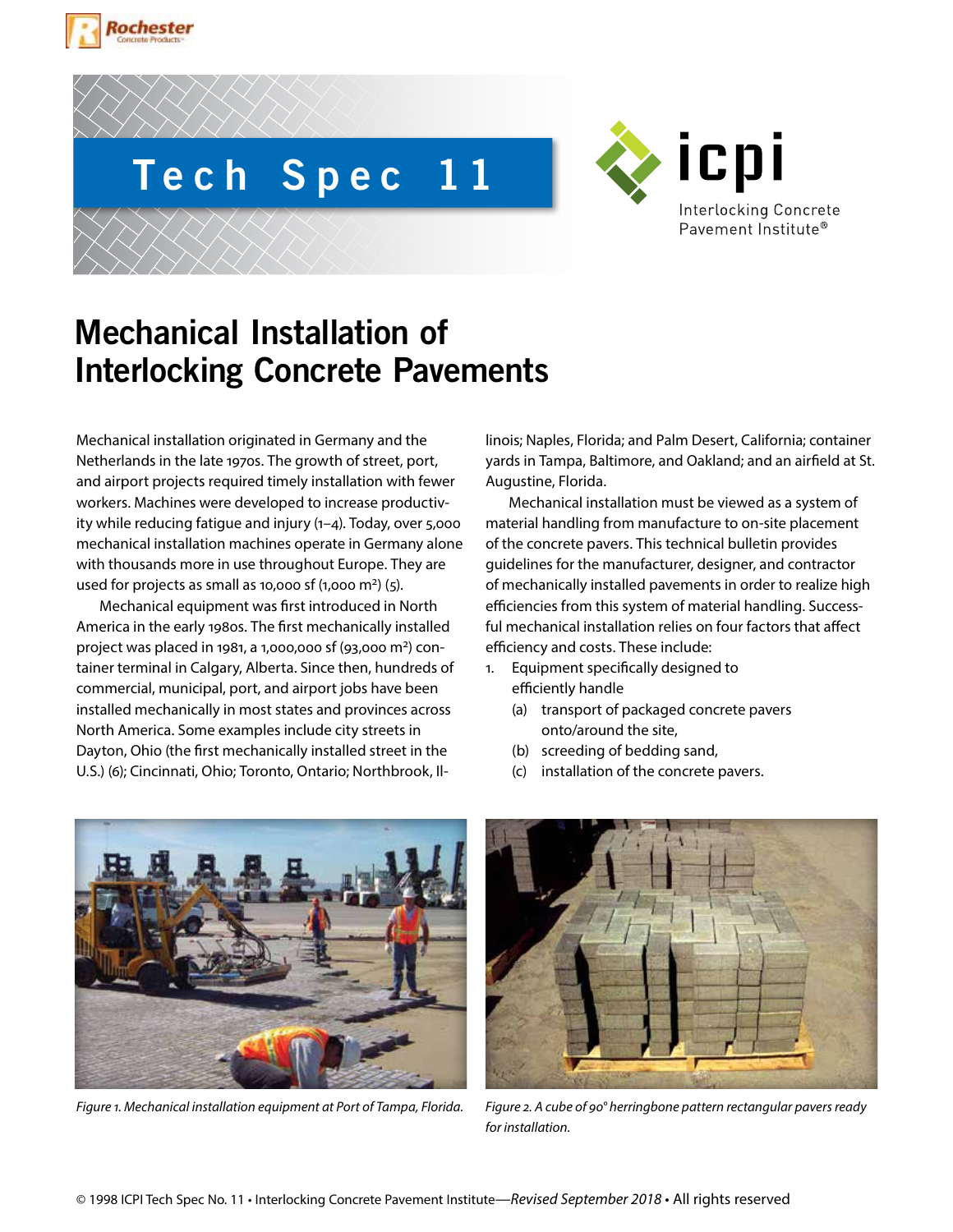# Tech Spec 11

# Mechanical Installation of Interlocking Concrete Pavements

Mechanical installation originated in Germany and the Netherlands in the late 1970s. The growth of street, port, and airport projects required timely installation with fewer workers. Machines were developed to increase productivity while reducing fatigue and injury (1–4). Today, over 5,000 mechanical installation machines operate in Germany alone with thousands more in use throughout Europe. They are used for projects as small as 10,000 sf (1,000 m²) (5).

Mechanical equipment was first introduced in North America in the early 1980s. The first mechanically installed project was placed in 1981, a 1,000,000 sf (93,000 m²) container terminal in Calgary, Alberta. Since then, hundreds of commercial, municipal, port, and airport jobs have been installed mechanically in most states and provinces across North America. Some examples include city streets in Dayton, Ohio (the first mechanically installed street in the U.S.) (6); Cincinnati, Ohio; Toronto, Ontario; Northbrook, Illinois; Naples, Florida; and Palm Desert, California; container yards in Tampa, Baltimore, and Oakland; and an airfield at St. Augustine, Florida.

Mechanical installation must be viewed as a system of material handling from manufacture to on-site placement of the concrete pavers. This technical bulletin provides guidelines for the manufacturer, designer, and contractor of mechanically installed pavements in order to realize high efficiencies from this system of material handling. Successful mechanical installation relies on four factors that affect efficiency and costs. These include:

1. Equipment specifically designed to efficiently handle
   - (a) transport of packaged concrete pavers onto/around the site,
   - (b) screeding of bedding sand,
   - (c) installation of the concrete pavers.

*Figure 1. Mechanical installation equipment at Port of Tampa, Florida.*

*Figure 2. A cube of 90° herringbone pattern rectangular pavers ready for installation.*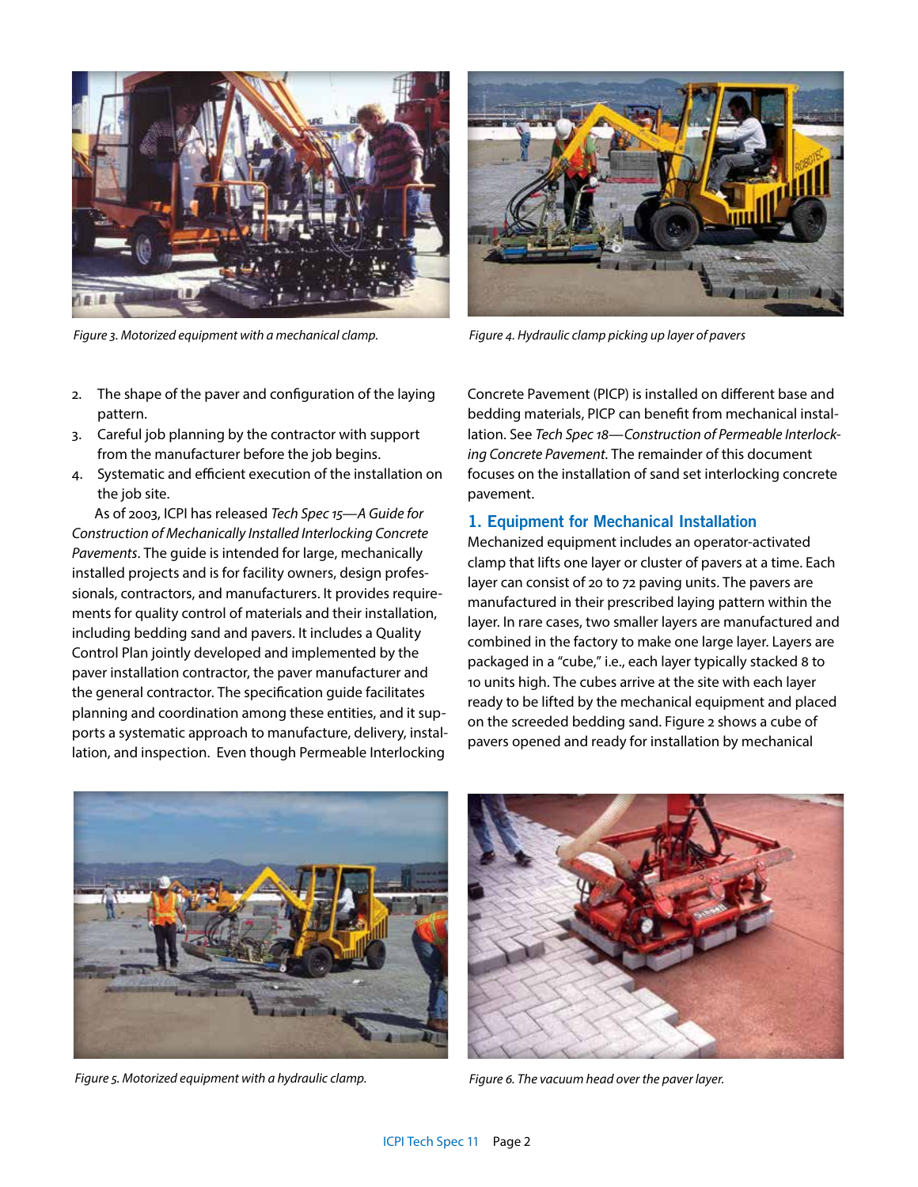Figure 3. Motorized equipment with a mechanical clamp.

Figure 4. Hydraulic clamp picking up layer of pavers

2. The shape of the paver and configuration of the laying pattern.
3. Careful job planning by the contractor with support from the manufacturer before the job begins.
4. Systematic and efficient execution of the installation on the job site.

As of 2003, ICPI has released *Tech Spec 15—A Guide for Construction of Mechanically Installed Interlocking Concrete Pavements*. The guide is intended for large, mechanically installed projects and is for facility owners, design professionals, contractors, and manufacturers. It provides requirements for quality control of materials and their installation, including bedding sand and pavers. It includes a Quality Control Plan jointly developed and implemented by the paver installation contractor, the paver manufacturer and the general contractor. The specification guide facilitates planning and coordination among these entities, and it supports a systematic approach to manufacture, delivery, installation, and inspection. Even though Permeable Interlocking Concrete Pavement (PICP) is installed on different base and bedding materials, PICP can benefit from mechanical installation. See *Tech Spec 18—Construction of Permeable Interlocking Concrete Pavement*. The remainder of this document focuses on the installation of sand set interlocking concrete pavement.

## 1. Equipment for Mechanical Installation

Mechanized equipment includes an operator-activated clamp that lifts one layer or cluster of pavers at a time. Each layer can consist of 20 to 72 paving units. The pavers are manufactured in their prescribed laying pattern within the layer. In rare cases, two smaller layers are manufactured and combined in the factory to make one large layer. Layers are packaged in a "cube," i.e., each layer typically stacked 8 to 10 units high. The cubes arrive at the site with each layer ready to be lifted by the mechanical equipment and placed on the screeded bedding sand. Figure 2 shows a cube of pavers opened and ready for installation by mechanical

Figure 5. Motorized equipment with a hydraulic clamp.

Figure 6. The vacuum head over the paver layer.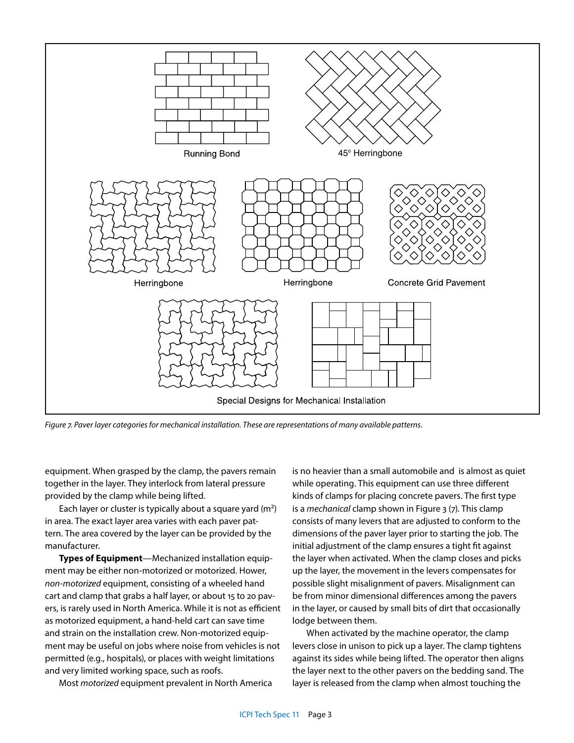Running Bond

45° Herringbone

Herringbone

Herringbone

Concrete Grid Pavement

Special Designs for Mechanical Installation

*Figure 7. Paver layer categories for mechanical installation. These are representations of many available patterns.*

equipment. When grasped by the clamp, the pavers remain together in the layer. They interlock from lateral pressure provided by the clamp while being lifted.

Each layer or cluster is typically about a square yard ($m^2$) in area. The exact layer area varies with each paver pattern. The area covered by the layer can be provided by the manufacturer.

**Types of Equipment**—Mechanized installation equipment may be either non-motorized or motorized. Hower, *non-motorized* equipment, consisting of a wheeled hand cart and clamp that grabs a half layer, or about 15 to 20 pavers, is rarely used in North America. While it is not as efficient as motorized equipment, a hand-held cart can save time and strain on the installation crew. Non-motorized equipment may be useful on jobs where noise from vehicles is not permitted (e.g., hospitals), or places with weight limitations and very limited working space, such as roofs.

Most *motorized* equipment prevalent in North America is no heavier than a small automobile and is almost as quiet while operating. This equipment can use three different kinds of clamps for placing concrete pavers. The first type is a *mechanical* clamp shown in Figure 3 (7). This clamp consists of many levers that are adjusted to conform to the dimensions of the paver layer prior to starting the job. The initial adjustment of the clamp ensures a tight fit against the layer when activated. When the clamp closes and picks up the layer, the movement in the levers compensates for possible slight misalignment of pavers. Misalignment can be from minor dimensional differences among the pavers in the layer, or caused by small bits of dirt that occasionally lodge between them.

When activated by the machine operator, the clamp levers close in unison to pick up a layer. The clamp tightens against its sides while being lifted. The operator then aligns the layer next to the other pavers on the bedding sand. The layer is released from the clamp when almost touching the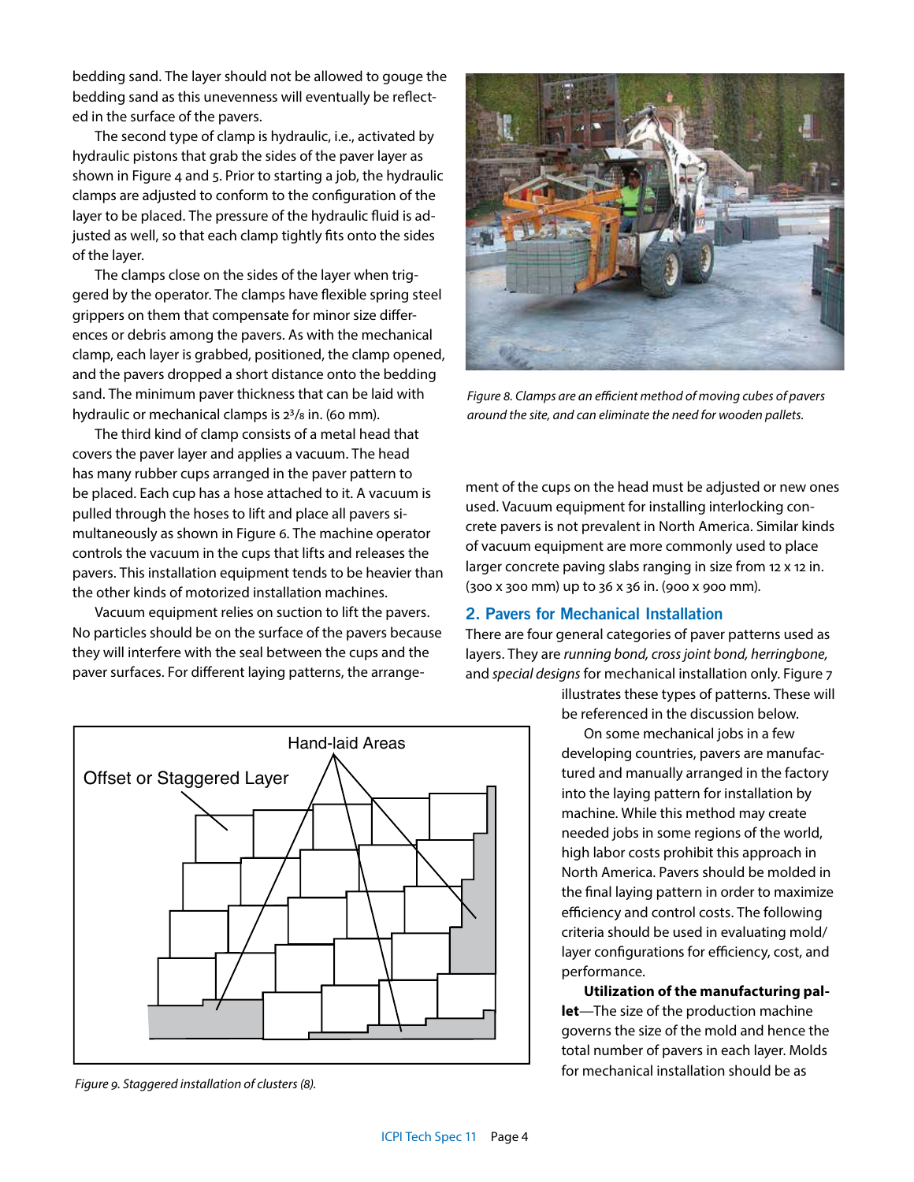bedding sand. The layer should not be allowed to gouge the bedding sand as this unevenness will eventually be reflected in the surface of the pavers.

The second type of clamp is hydraulic, i.e., activated by hydraulic pistons that grab the sides of the paver layer as shown in Figure 4 and 5. Prior to starting a job, the hydraulic clamps are adjusted to conform to the configuration of the layer to be placed. The pressure of the hydraulic fluid is adjusted as well, so that each clamp tightly fits onto the sides of the layer.

The clamps close on the sides of the layer when triggered by the operator. The clamps have flexible spring steel grippers on them that compensate for minor size differences or debris among the pavers. As with the mechanical clamp, each layer is grabbed, positioned, the clamp opened, and the pavers dropped a short distance onto the bedding sand. The minimum paver thickness that can be laid with hydraulic or mechanical clamps is 2³/₈ in. (60 mm).

The third kind of clamp consists of a metal head that covers the paver layer and applies a vacuum. The head has many rubber cups arranged in the paver pattern to be placed. Each cup has a hose attached to it. A vacuum is pulled through the hoses to lift and place all pavers simultaneously as shown in Figure 6. The machine operator controls the vacuum in the cups that lifts and releases the pavers. This installation equipment tends to be heavier than the other kinds of motorized installation machines.

Vacuum equipment relies on suction to lift the pavers. No particles should be on the surface of the pavers because they will interfere with the seal between the cups and the paver surfaces. For different laying patterns, the arrangement of the cups on the head must be adjusted or new ones used. Vacuum equipment for installing interlocking concrete pavers is not prevalent in North America. Similar kinds of vacuum equipment are more commonly used to place larger concrete paving slabs ranging in size from 12 x 12 in. (300 x 300 mm) up to 36 x 36 in. (900 x 900 mm).

*Figure 8. Clamps are an efficient method of moving cubes of pavers around the site, and can eliminate the need for wooden pallets.*

*Figure 9. Staggered installation of clusters (8).*

## 2. Pavers for Mechanical Installation

There are four general categories of paver patterns used as layers. They are *running bond, cross joint bond, herringbone,* and *special designs* for mechanical installation only. Figure 7 illustrates these types of patterns. These will be referenced in the discussion below.

On some mechanical jobs in a few developing countries, pavers are manufactured and manually arranged in the factory into the laying pattern for installation by machine. While this method may create needed jobs in some regions of the world, high labor costs prohibit this approach in North America. Pavers should be molded in the final laying pattern in order to maximize efficiency and control costs. The following criteria should be used in evaluating mold/layer configurations for efficiency, cost, and performance.

**Utilization of the manufacturing pallet**—The size of the production machine governs the size of the mold and hence the total number of pavers in each layer. Molds for mechanical installation should be as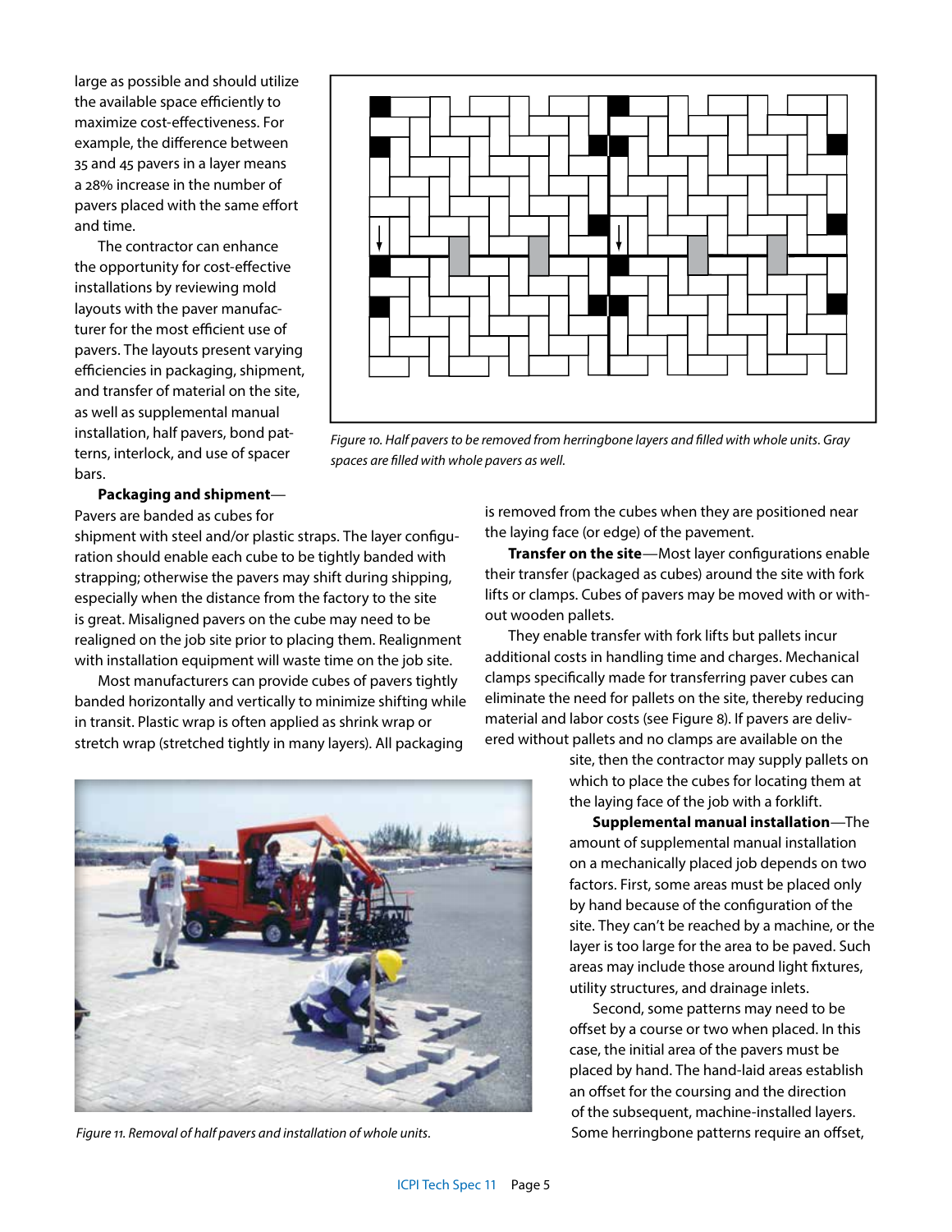large as possible and should utilize the available space efficiently to maximize cost-effectiveness. For example, the difference between 35 and 45 pavers in a layer means a 28% increase in the number of pavers placed with the same effort and time.

The contractor can enhance the opportunity for cost-effective installations by reviewing mold layouts with the paver manufacturer for the most efficient use of pavers. The layouts present varying efficiencies in packaging, shipment, and transfer of material on the site, as well as supplemental manual installation, half pavers, bond patterns, interlock, and use of spacer bars.

*Figure 10. Half pavers to be removed from herringbone layers and filled with whole units. Gray spaces are filled with whole pavers as well.*

**Packaging and shipment**—Pavers are banded as cubes for shipment with steel and/or plastic straps. The layer configuration should enable each cube to be tightly banded with strapping; otherwise the pavers may shift during shipping, especially when the distance from the factory to the site is great. Misaligned pavers on the cube may need to be realigned on the job site prior to placing them. Realignment with installation equipment will waste time on the job site.

Most manufacturers can provide cubes of pavers tightly banded horizontally and vertically to minimize shifting while in transit. Plastic wrap is often applied as shrink wrap or stretch wrap (stretched tightly in many layers). All packaging is removed from the cubes when they are positioned near the laying face (or edge) of the pavement.

**Transfer on the site**—Most layer configurations enable their transfer (packaged as cubes) around the site with fork lifts or clamps. Cubes of pavers may be moved with or without wooden pallets.

They enable transfer with fork lifts but pallets incur additional costs in handling time and charges. Mechanical clamps specifically made for transferring paver cubes can eliminate the need for pallets on the site, thereby reducing material and labor costs (see Figure 8). If pavers are delivered without pallets and no clamps are available on the site, then the contractor may supply pallets on which to place the cubes for locating them at the laying face of the job with a forklift.

*Figure 11. Removal of half pavers and installation of whole units.*

**Supplemental manual installation**—The amount of supplemental manual installation on a mechanically placed job depends on two factors. First, some areas must be placed only by hand because of the configuration of the site. They can't be reached by a machine, or the layer is too large for the area to be paved. Such areas may include those around light fixtures, utility structures, and drainage inlets.

Second, some patterns may need to be offset by a course or two when placed. In this case, the initial area of the pavers must be placed by hand. The hand-laid areas establish an offset for the coursing and the direction of the subsequent, machine-installed layers. Some herringbone patterns require an offset,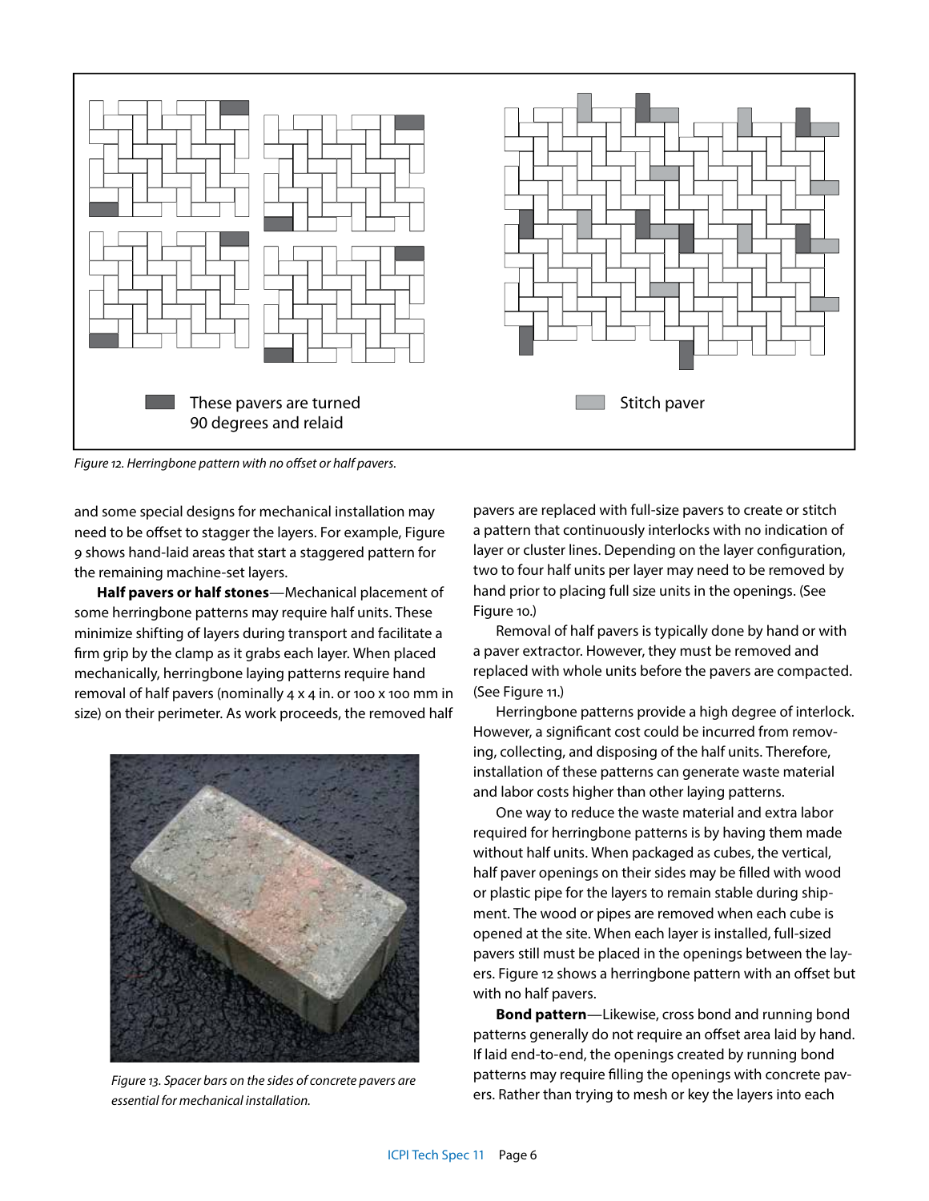These pavers are turned 90 degrees and relaid

Stitch paver

*Figure 12. Herringbone pattern with no offset or half pavers.*

and some special designs for mechanical installation may need to be offset to stagger the layers. For example, Figure 9 shows hand-laid areas that start a staggered pattern for the remaining machine-set layers.

**Half pavers or half stones**—Mechanical placement of some herringbone patterns may require half units. These minimize shifting of layers during transport and facilitate a firm grip by the clamp as it grabs each layer. When placed mechanically, herringbone laying patterns require hand removal of half pavers (nominally 4 x 4 in. or 100 x 100 mm in size) on their perimeter. As work proceeds, the removed half pavers are replaced with full-size pavers to create or stitch a pattern that continuously interlocks with no indication of layer or cluster lines. Depending on the layer configuration, two to four half units per layer may need to be removed by hand prior to placing full size units in the openings. (See Figure 10.)

Removal of half pavers is typically done by hand or with a paver extractor. However, they must be removed and replaced with whole units before the pavers are compacted. (See Figure 11.)

Herringbone patterns provide a high degree of interlock. However, a significant cost could be incurred from removing, collecting, and disposing of the half units. Therefore, installation of these patterns can generate waste material and labor costs higher than other laying patterns.

One way to reduce the waste material and extra labor required for herringbone patterns is by having them made without half units. When packaged as cubes, the vertical, half paver openings on their sides may be filled with wood or plastic pipe for the layers to remain stable during shipment. The wood or pipes are removed when each cube is opened at the site. When each layer is installed, full-sized pavers still must be placed in the openings between the layers. Figure 12 shows a herringbone pattern with an offset but with no half pavers.

*Figure 13. Spacer bars on the sides of concrete pavers are essential for mechanical installation.*

**Bond pattern**—Likewise, cross bond and running bond patterns generally do not require an offset area laid by hand. If laid end-to-end, the openings created by running bond patterns may require filling the openings with concrete pavers. Rather than trying to mesh or key the layers into each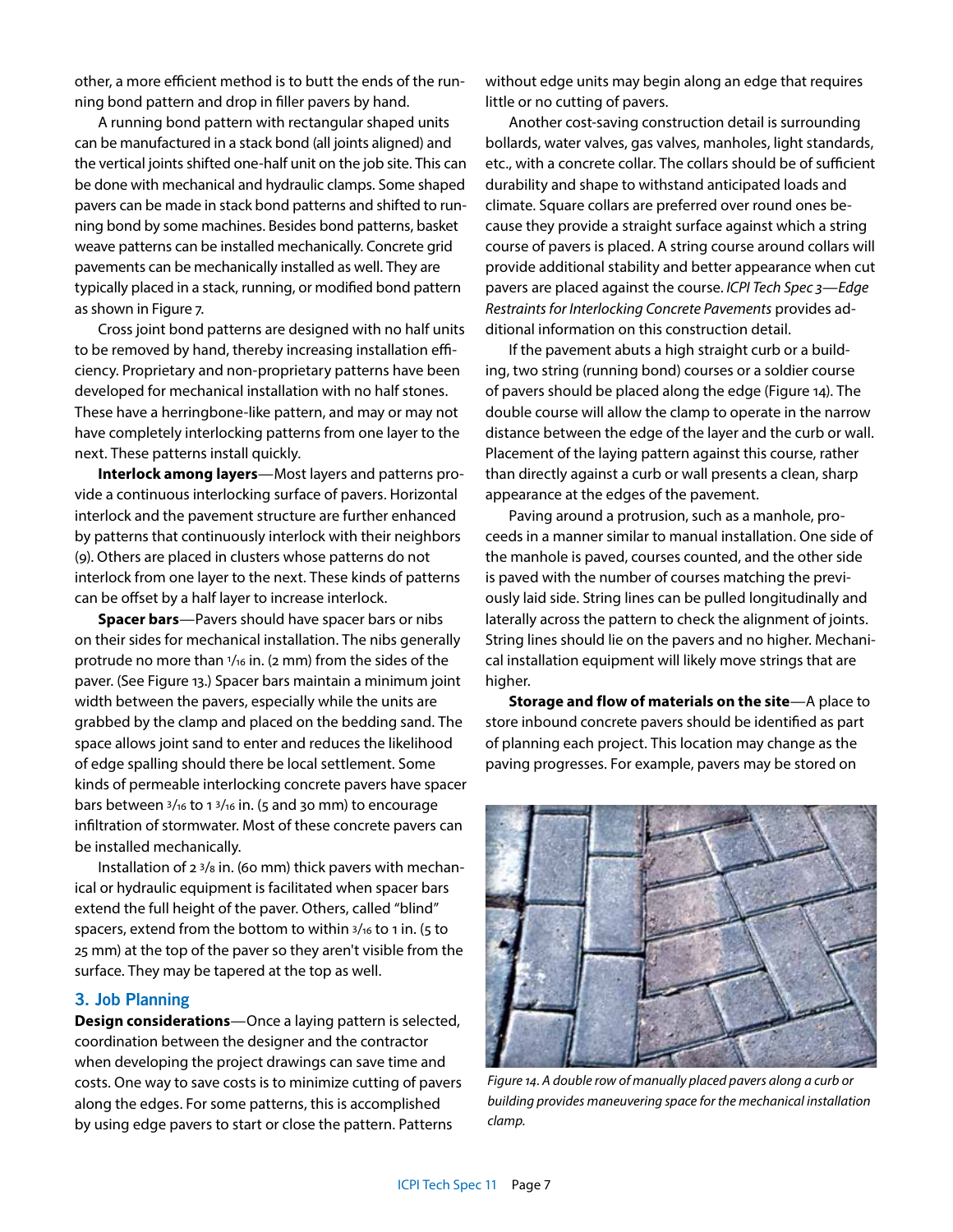other, a more efficient method is to butt the ends of the running bond pattern and drop in filler pavers by hand.

A running bond pattern with rectangular shaped units can be manufactured in a stack bond (all joints aligned) and the vertical joints shifted one-half unit on the job site. This can be done with mechanical and hydraulic clamps. Some shaped pavers can be made in stack bond patterns and shifted to running bond by some machines. Besides bond patterns, basket weave patterns can be installed mechanically. Concrete grid pavements can be mechanically installed as well. They are typically placed in a stack, running, or modified bond pattern as shown in Figure 7.

Cross joint bond patterns are designed with no half units to be removed by hand, thereby increasing installation efficiency. Proprietary and non-proprietary patterns have been developed for mechanical installation with no half stones. These have a herringbone-like pattern, and may or may not have completely interlocking patterns from one layer to the next. These patterns install quickly.

**Interlock among layers**—Most layers and patterns provide a continuous interlocking surface of pavers. Horizontal interlock and the pavement structure are further enhanced by patterns that continuously interlock with their neighbors (9). Others are placed in clusters whose patterns do not interlock from one layer to the next. These kinds of patterns can be offset by a half layer to increase interlock.

**Spacer bars**—Pavers should have spacer bars or nibs on their sides for mechanical installation. The nibs generally protrude no more than 1/16 in. (2 mm) from the sides of the paver. (See Figure 13.) Spacer bars maintain a minimum joint width between the pavers, especially while the units are grabbed by the clamp and placed on the bedding sand. The space allows joint sand to enter and reduces the likelihood of edge spalling should there be local settlement. Some kinds of permeable interlocking concrete pavers have spacer bars between 3/16 to 1 3/16 in. (5 and 30 mm) to encourage infiltration of stormwater. Most of these concrete pavers can be installed mechanically.

Installation of 2 3/8 in. (60 mm) thick pavers with mechanical or hydraulic equipment is facilitated when spacer bars extend the full height of the paver. Others, called "blind" spacers, extend from the bottom to within 3/16 to 1 in. (5 to 25 mm) at the top of the paver so they aren't visible from the surface. They may be tapered at the top as well.

## 3. Job Planning

**Design considerations**—Once a laying pattern is selected, coordination between the designer and the contractor when developing the project drawings can save time and costs. One way to save costs is to minimize cutting of pavers along the edges. For some patterns, this is accomplished by using edge pavers to start or close the pattern. Patterns without edge units may begin along an edge that requires little or no cutting of pavers.

Another cost-saving construction detail is surrounding bollards, water valves, gas valves, manholes, light standards, etc., with a concrete collar. The collars should be of sufficient durability and shape to withstand anticipated loads and climate. Square collars are preferred over round ones because they provide a straight surface against which a string course of pavers is placed. A string course around collars will provide additional stability and better appearance when cut pavers are placed against the course. *ICPI Tech Spec 3—Edge Restraints for Interlocking Concrete Pavements* provides additional information on this construction detail.

If the pavement abuts a high straight curb or a building, two string (running bond) courses or a soldier course of pavers should be placed along the edge (Figure 14). The double course will allow the clamp to operate in the narrow distance between the edge of the layer and the curb or wall. Placement of the laying pattern against this course, rather than directly against a curb or wall presents a clean, sharp appearance at the edges of the pavement.

Paving around a protrusion, such as a manhole, proceeds in a manner similar to manual installation. One side of the manhole is paved, courses counted, and the other side is paved with the number of courses matching the previously laid side. String lines can be pulled longitudinally and laterally across the pattern to check the alignment of joints. String lines should lie on the pavers and no higher. Mechanical installation equipment will likely move strings that are higher.

**Storage and flow of materials on the site**—A place to store inbound concrete pavers should be identified as part of planning each project. This location may change as the paving progresses. For example, pavers may be stored on

*Figure 14. A double row of manually placed pavers along a curb or building provides maneuvering space for the mechanical installation clamp.*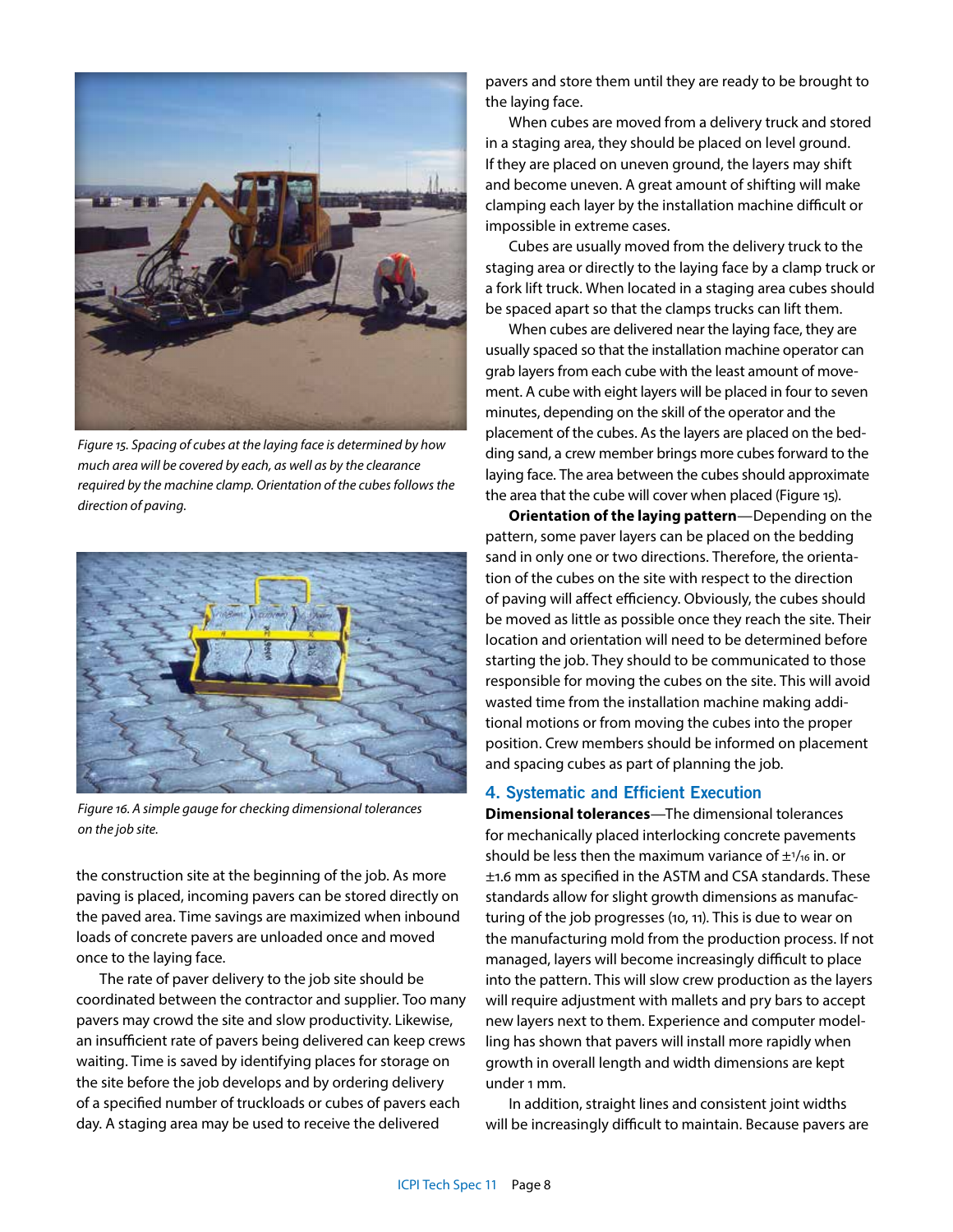*Figure 15. Spacing of cubes at the laying face is determined by how much area will be covered by each, as well as by the clearance required by the machine clamp. Orientation of the cubes follows the direction of paving.*

*Figure 16. A simple gauge for checking dimensional tolerances on the job site.*

the construction site at the beginning of the job. As more paving is placed, incoming pavers can be stored directly on the paved area. Time savings are maximized when inbound loads of concrete pavers are unloaded once and moved once to the laying face.

The rate of paver delivery to the job site should be coordinated between the contractor and supplier. Too many pavers may crowd the site and slow productivity. Likewise, an insufficient rate of pavers being delivered can keep crews waiting. Time is saved by identifying places for storage on the site before the job develops and by ordering delivery of a specified number of truckloads or cubes of pavers each day. A staging area may be used to receive the delivered pavers and store them until they are ready to be brought to the laying face.

When cubes are moved from a delivery truck and stored in a staging area, they should be placed on level ground. If they are placed on uneven ground, the layers may shift and become uneven. A great amount of shifting will make clamping each layer by the installation machine difficult or impossible in extreme cases.

Cubes are usually moved from the delivery truck to the staging area or directly to the laying face by a clamp truck or a fork lift truck. When located in a staging area cubes should be spaced apart so that the clamps trucks can lift them.

When cubes are delivered near the laying face, they are usually spaced so that the installation machine operator can grab layers from each cube with the least amount of movement. A cube with eight layers will be placed in four to seven minutes, depending on the skill of the operator and the placement of the cubes. As the layers are placed on the bedding sand, a crew member brings more cubes forward to the laying face. The area between the cubes should approximate the area that the cube will cover when placed (Figure 15).

**Orientation of the laying pattern**—Depending on the pattern, some paver layers can be placed on the bedding sand in only one or two directions. Therefore, the orientation of the cubes on the site with respect to the direction of paving will affect efficiency. Obviously, the cubes should be moved as little as possible once they reach the site. Their location and orientation will need to be determined before starting the job. They should to be communicated to those responsible for moving the cubes on the site. This will avoid wasted time from the installation machine making additional motions or from moving the cubes into the proper position. Crew members should be informed on placement and spacing cubes as part of planning the job.

## 4. Systematic and Efficient Execution

**Dimensional tolerances**—The dimensional tolerances for mechanically placed interlocking concrete pavements should be less then the maximum variance of ±1/16 in. or ±1.6 mm as specified in the ASTM and CSA standards. These standards allow for slight growth dimensions as manufacturing of the job progresses (10, 11). This is due to wear on the manufacturing mold from the production process. If not managed, layers will become increasingly difficult to place into the pattern. This will slow crew production as the layers will require adjustment with mallets and pry bars to accept new layers next to them. Experience and computer modelling has shown that pavers will install more rapidly when growth in overall length and width dimensions are kept under 1 mm.

In addition, straight lines and consistent joint widths will be increasingly difficult to maintain. Because pavers are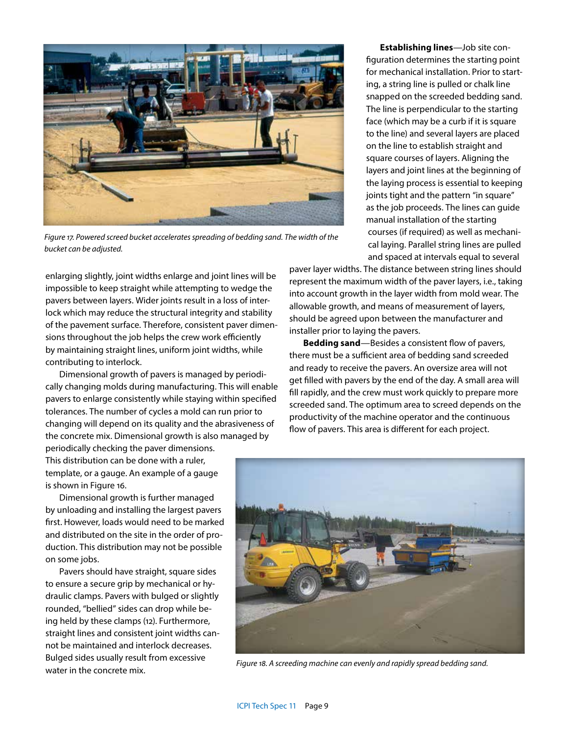Figure 17. Powered screed bucket accelerates spreading of bedding sand. The width of the bucket can be adjusted.

enlarging slightly, joint widths enlarge and joint lines will be impossible to keep straight while attempting to wedge the pavers between layers. Wider joints result in a loss of interlock which may reduce the structural integrity and stability of the pavement surface. Therefore, consistent paver dimensions throughout the job helps the crew work efficiently by maintaining straight lines, uniform joint widths, while contributing to interlock.

Dimensional growth of pavers is managed by periodically changing molds during manufacturing. This will enable pavers to enlarge consistently while staying within specified tolerances. The number of cycles a mold can run prior to changing will depend on its quality and the abrasiveness of the concrete mix. Dimensional growth is also managed by periodically checking the paver dimensions. This distribution can be done with a ruler, template, or a gauge. An example of a gauge is shown in Figure 16.

Dimensional growth is further managed by unloading and installing the largest pavers first. However, loads would need to be marked and distributed on the site in the order of production. This distribution may not be possible on some jobs.

Pavers should have straight, square sides to ensure a secure grip by mechanical or hydraulic clamps. Pavers with bulged or slightly rounded, "bellied" sides can drop while being held by these clamps (12). Furthermore, straight lines and consistent joint widths cannot be maintained and interlock decreases. Bulged sides usually result from excessive water in the concrete mix.

**Establishing lines**—Job site configuration determines the starting point for mechanical installation. Prior to starting, a string line is pulled or chalk line snapped on the screeded bedding sand. The line is perpendicular to the starting face (which may be a curb if it is square to the line) and several layers are placed on the line to establish straight and square courses of layers. Aligning the layers and joint lines at the beginning of the laying process is essential to keeping joints tight and the pattern "in square" as the job proceeds. The lines can guide manual installation of the starting courses (if required) as well as mechanical laying. Parallel string lines are pulled and spaced at intervals equal to several paver layer widths. The distance between string lines should represent the maximum width of the paver layers, i.e., taking into account growth in the layer width from mold wear. The allowable growth, and means of measurement of layers, should be agreed upon between the manufacturer and installer prior to laying the pavers.

**Bedding sand**—Besides a consistent flow of pavers, there must be a sufficient area of bedding sand screeded and ready to receive the pavers. An oversize area will not get filled with pavers by the end of the day. A small area will fill rapidly, and the crew must work quickly to prepare more screeded sand. The optimum area to screed depends on the productivity of the machine operator and the continuous flow of pavers. This area is different for each project.

Figure 18. A screeding machine can evenly and rapidly spread bedding sand.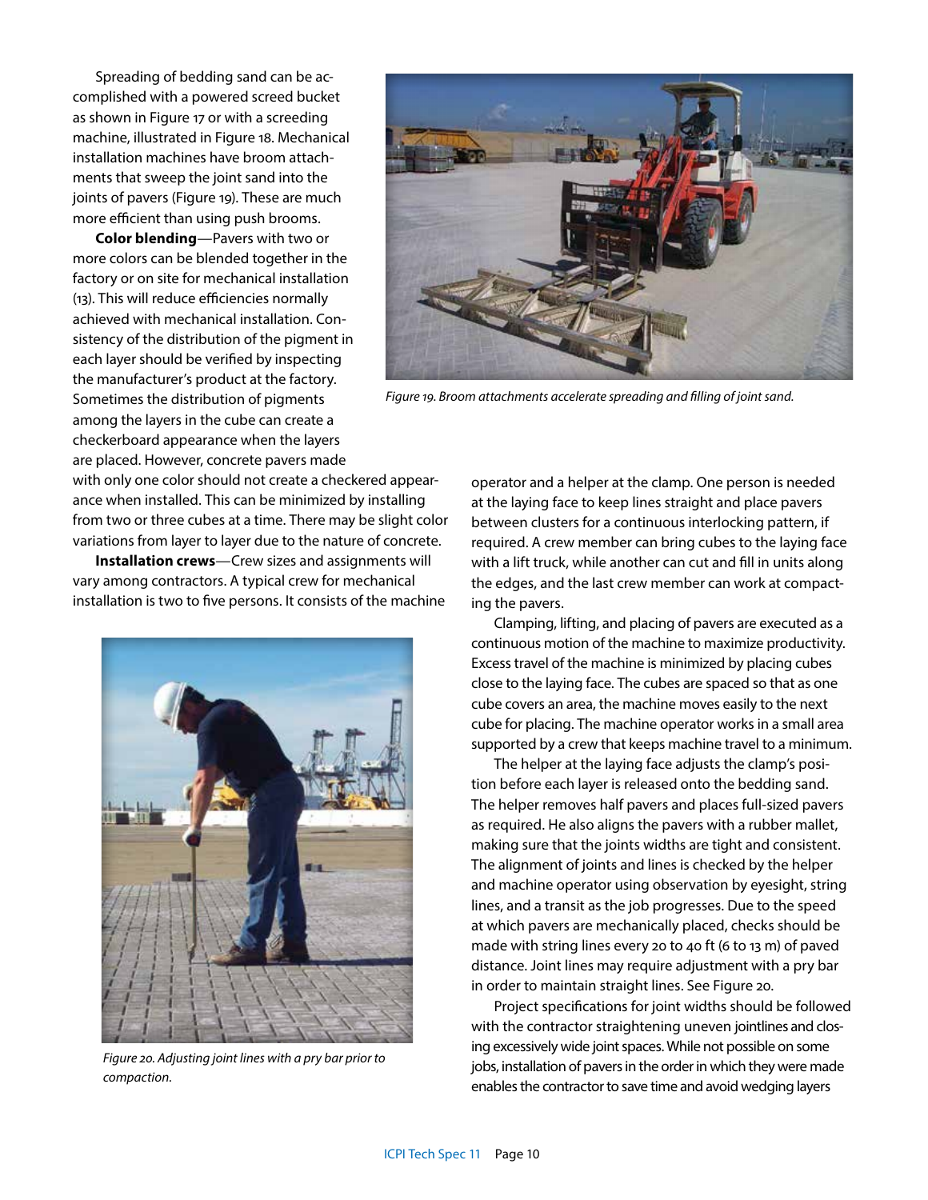Spreading of bedding sand can be accomplished with a powered screed bucket as shown in Figure 17 or with a screeding machine, illustrated in Figure 18. Mechanical installation machines have broom attachments that sweep the joint sand into the joints of pavers (Figure 19). These are much more efficient than using push brooms.

**Color blending**—Pavers with two or more colors can be blended together in the factory or on site for mechanical installation (13). This will reduce efficiencies normally achieved with mechanical installation. Consistency of the distribution of the pigment in each layer should be verified by inspecting the manufacturer's product at the factory. Sometimes the distribution of pigments among the layers in the cube can create a checkerboard appearance when the layers are placed. However, concrete pavers made with only one color should not create a checkered appearance when installed. This can be minimized by installing from two or three cubes at a time. There may be slight color variations from layer to layer due to the nature of concrete.

*Figure 19. Broom attachments accelerate spreading and filling of joint sand.*

**Installation crews**—Crew sizes and assignments will vary among contractors. A typical crew for mechanical installation is two to five persons. It consists of the machine operator and a helper at the clamp. One person is needed at the laying face to keep lines straight and place pavers between clusters for a continuous interlocking pattern, if required. A crew member can bring cubes to the laying face with a lift truck, while another can cut and fill in units along the edges, and the last crew member can work at compacting the pavers.

*Figure 20. Adjusting joint lines with a pry bar prior to compaction.*

Clamping, lifting, and placing of pavers are executed as a continuous motion of the machine to maximize productivity. Excess travel of the machine is minimized by placing cubes close to the laying face. The cubes are spaced so that as one cube covers an area, the machine moves easily to the next cube for placing. The machine operator works in a small area supported by a crew that keeps machine travel to a minimum.

The helper at the laying face adjusts the clamp's position before each layer is released onto the bedding sand. The helper removes half pavers and places full-sized pavers as required. He also aligns the pavers with a rubber mallet, making sure that the joints widths are tight and consistent. The alignment of joints and lines is checked by the helper and machine operator using observation by eyesight, string lines, and a transit as the job progresses. Due to the speed at which pavers are mechanically placed, checks should be made with string lines every 20 to 40 ft (6 to 13 m) of paved distance. Joint lines may require adjustment with a pry bar in order to maintain straight lines. See Figure 20.

Project specifications for joint widths should be followed with the contractor straightening uneven jointlines and closing excessively wide joint spaces. While not possible on some jobs, installation of pavers in the order in which they were made enables the contractor to save time and avoid wedging layers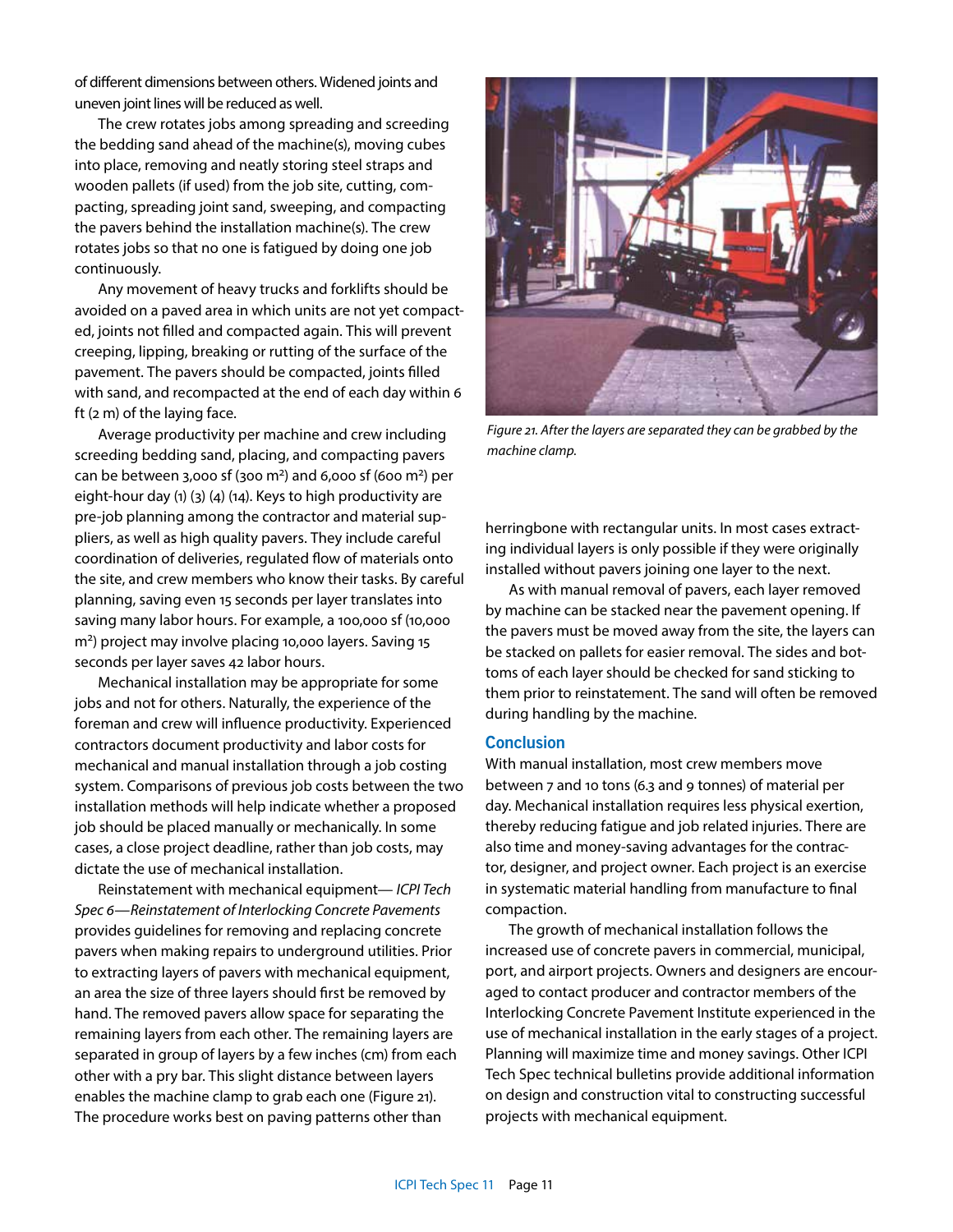of different dimensions between others. Widened joints and uneven joint lines will be reduced as well.

The crew rotates jobs among spreading and screeding the bedding sand ahead of the machine(s), moving cubes into place, removing and neatly storing steel straps and wooden pallets (if used) from the job site, cutting, compacting, spreading joint sand, sweeping, and compacting the pavers behind the installation machine(s). The crew rotates jobs so that no one is fatigued by doing one job continuously.

Any movement of heavy trucks and forklifts should be avoided on a paved area in which units are not yet compacted, joints not filled and compacted again. This will prevent creeping, lipping, breaking or rutting of the surface of the pavement. The pavers should be compacted, joints filled with sand, and recompacted at the end of each day within 6 ft (2 m) of the laying face.

Average productivity per machine and crew including screeding bedding sand, placing, and compacting pavers can be between 3,000 sf (300 m²) and 6,000 sf (600 m²) per eight-hour day (1) (3) (4) (14). Keys to high productivity are pre-job planning among the contractor and material suppliers, as well as high quality pavers. They include careful coordination of deliveries, regulated flow of materials onto the site, and crew members who know their tasks. By careful planning, saving even 15 seconds per layer translates into saving many labor hours. For example, a 100,000 sf (10,000 m²) project may involve placing 10,000 layers. Saving 15 seconds per layer saves 42 labor hours.

Mechanical installation may be appropriate for some jobs and not for others. Naturally, the experience of the foreman and crew will influence productivity. Experienced contractors document productivity and labor costs for mechanical and manual installation through a job costing system. Comparisons of previous job costs between the two installation methods will help indicate whether a proposed job should be placed manually or mechanically. In some cases, a close project deadline, rather than job costs, may dictate the use of mechanical installation.

Reinstatement with mechanical equipment— *ICPI Tech Spec 6—Reinstatement of Interlocking Concrete Pavements* provides guidelines for removing and replacing concrete pavers when making repairs to underground utilities. Prior to extracting layers of pavers with mechanical equipment, an area the size of three layers should first be removed by hand. The removed pavers allow space for separating the remaining layers from each other. The remaining layers are separated in group of layers by a few inches (cm) from each other with a pry bar. This slight distance between layers enables the machine clamp to grab each one (Figure 21). The procedure works best on paving patterns other than herringbone with rectangular units. In most cases extracting individual layers is only possible if they were originally installed without pavers joining one layer to the next.

*Figure 21. After the layers are separated they can be grabbed by the machine clamp.*

As with manual removal of pavers, each layer removed by machine can be stacked near the pavement opening. If the pavers must be moved away from the site, the layers can be stacked on pallets for easier removal. The sides and bottoms of each layer should be checked for sand sticking to them prior to reinstatement. The sand will often be removed during handling by the machine.

## Conclusion

With manual installation, most crew members move between 7 and 10 tons (6.3 and 9 tonnes) of material per day. Mechanical installation requires less physical exertion, thereby reducing fatigue and job related injuries. There are also time and money-saving advantages for the contractor, designer, and project owner. Each project is an exercise in systematic material handling from manufacture to final compaction.

The growth of mechanical installation follows the increased use of concrete pavers in commercial, municipal, port, and airport projects. Owners and designers are encouraged to contact producer and contractor members of the Interlocking Concrete Pavement Institute experienced in the use of mechanical installation in the early stages of a project. Planning will maximize time and money savings. Other ICPI Tech Spec technical bulletins provide additional information on design and construction vital to constructing successful projects with mechanical equipment.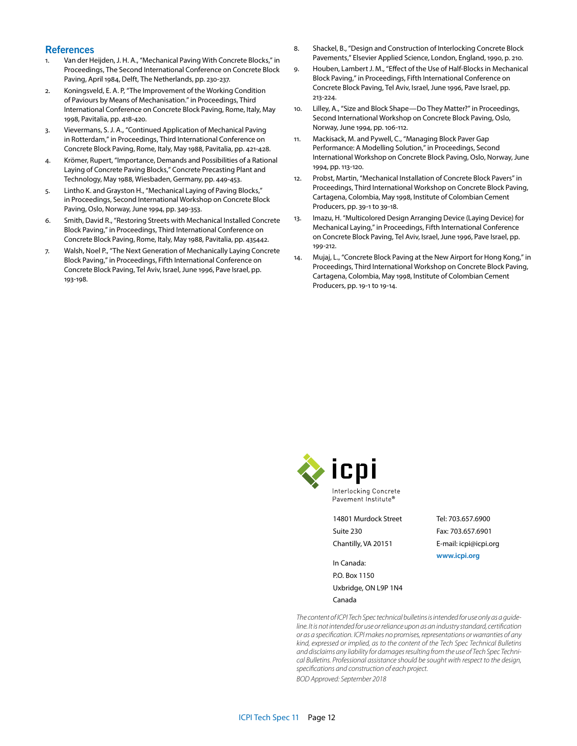## References

1. Van der Heijden, J. H. A., "Mechanical Paving With Concrete Blocks," in Proceedings, The Second International Conference on Concrete Block Paving, April 1984, Delft, The Netherlands, pp. 230-237.
2. Koningsveld, E. A. P, "The Improvement of the Working Condition of Paviours by Means of Mechanisation." in Proceedings, Third International Conference on Concrete Block Paving, Rome, Italy, May 1998, Pavitalia, pp. 418-420.
3. Vievermans, S. J. A., "Continued Application of Mechanical Paving in Rotterdam," in Proceedings, Third International Conference on Concrete Block Paving, Rome, Italy, May 1988, Pavitalia, pp. 421-428.
4. Krömer, Rupert, "Importance, Demands and Possibilities of a Rational Laying of Concrete Paving Blocks," Concrete Precasting Plant and Technology, May 1988, Wiesbaden, Germany, pp. 449-453.
5. Lintho K. and Grayston H., "Mechanical Laying of Paving Blocks," in Proceedings, Second International Workshop on Concrete Block Paving, Oslo, Norway, June 1994, pp. 349-353.
6. Smith, David R., "Restoring Streets with Mechanical Installed Concrete Block Paving," in Proceedings, Third International Conference on Concrete Block Paving, Rome, Italy, May 1988, Pavitalia, pp. 435442.
7. Walsh, Noel P., "The Next Generation of Mechanically Laying Concrete Block Paving," in Proceedings, Fifth International Conference on Concrete Block Paving, Tel Aviv, Israel, June 1996, Pave Israel, pp. 193-198.
8. Shackel, B., "Design and Construction of Interlocking Concrete Block Pavements," Elsevier Applied Science, London, England, 1990, p. 210.
9. Houben, Lambert J. M., "Effect of the Use of Half-Blocks in Mechanical Block Paving," in Proceedings, Fifth International Conference on Concrete Block Paving, Tel Aviv, Israel, June 1996, Pave Israel, pp. 213-224.
10. Lilley, A., "Size and Block Shape—Do They Matter?" in Proceedings, Second International Workshop on Concrete Block Paving, Oslo, Norway, June 1994, pp. 106-112.
11. Mackisack, M. and Pywell, C., "Managing Block Paver Gap Performance: A Modelling Solution," in Proceedings, Second International Workshop on Concrete Block Paving, Oslo, Norway, June 1994, pp. 113-120.
12. Probst, Martin, "Mechanical Installation of Concrete Block Pavers" in Proceedings, Third International Workshop on Concrete Block Paving, Cartagena, Colombia, May 1998, Institute of Colombian Cement Producers, pp. 39-1 to 39-18.
13. Imazu, H. "Multicolored Design Arranging Device (Laying Device) for Mechanical Laying," in Proceedings, Fifth International Conference on Concrete Block Paving, Tel Aviv, Israel, June 1996, Pave Israel, pp. 199-212.
14. Mujaj, L., "Concrete Block Paving at the New Airport for Hong Kong," in Proceedings, Third International Workshop on Concrete Block Paving, Cartagena, Colombia, May 1998, Institute of Colombian Cement Producers, pp. 19-1 to 19-14.

icpi
Interlocking Concrete Pavement Institute®

14801 Murdock Street
Suite 230
Chantilly, VA 20151

In Canada:
P.O. Box 1150
Uxbridge, ON L9P 1N4
Canada

Tel: 703.657.6900
Fax: 703.657.6901
E-mail: icpi@icpi.org
www.icpi.org

*The content of ICPI Tech Spec technical bulletins is intended for use only as a guideline. It is not intended for use or reliance upon as an industry standard, certification or as a specification. ICPI makes no promises, representations or warranties of any kind, expressed or implied, as to the content of the Tech Spec Technical Bulletins and disclaims any liability for damages resulting from the use of Tech Spec Technical Bulletins. Professional assistance should be sought with respect to the design, specifications and construction of each project.*

*BOD Approved: September 2018*